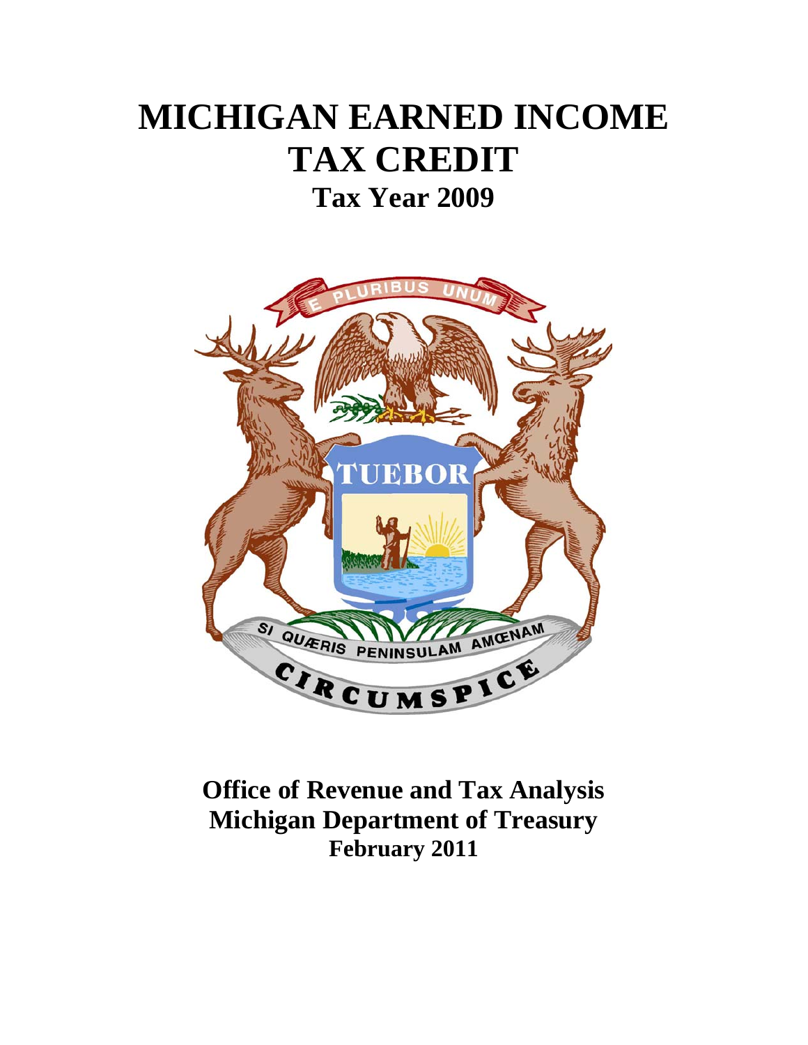# MICHIGAN EARNED INCOME TAX CREDIT

## Tax Year 2009

**Office of Revenue and Tax Analysis**
**Michigan Department of Treasury**
**February 2011**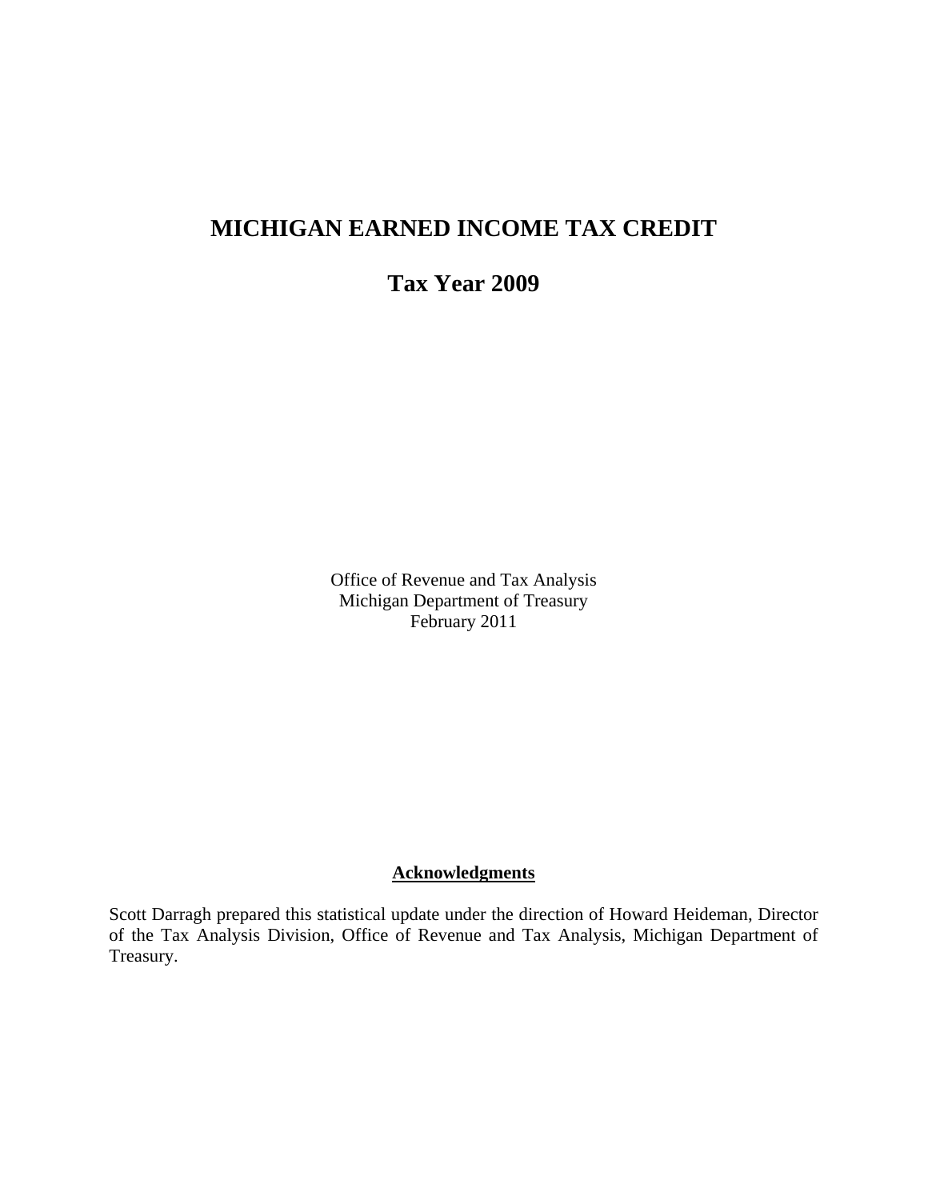# MICHIGAN EARNED INCOME TAX CREDIT

## Tax Year 2009

Office of Revenue and Tax Analysis
Michigan Department of Treasury
February 2011

**Acknowledgments**

Scott Darragh prepared this statistical update under the direction of Howard Heideman, Director of the Tax Analysis Division, Office of Revenue and Tax Analysis, Michigan Department of Treasury.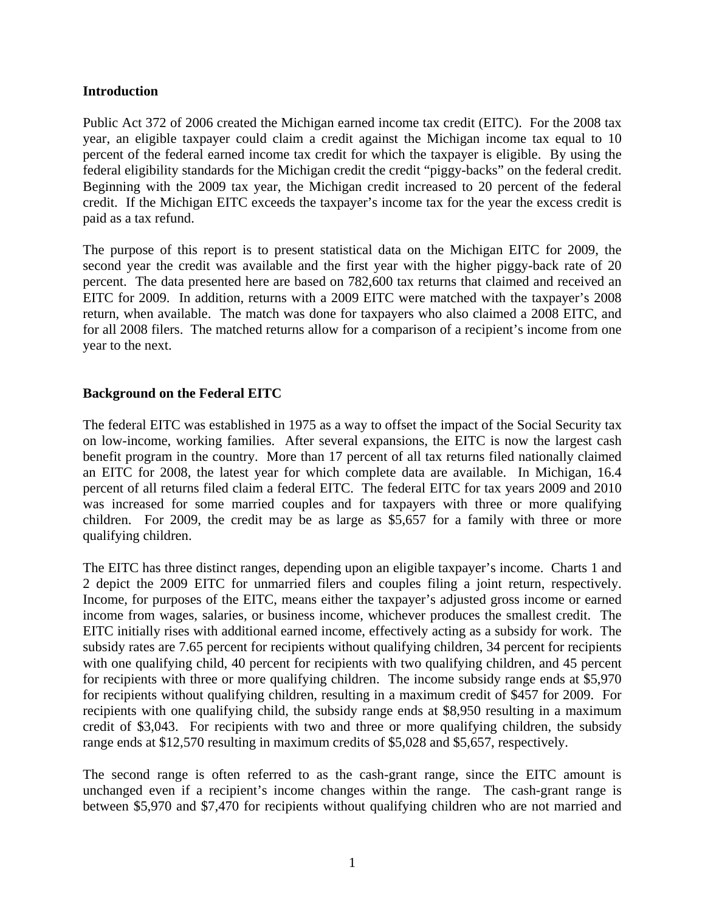## Introduction

Public Act 372 of 2006 created the Michigan earned income tax credit (EITC). For the 2008 tax year, an eligible taxpayer could claim a credit against the Michigan income tax equal to 10 percent of the federal earned income tax credit for which the taxpayer is eligible. By using the federal eligibility standards for the Michigan credit the credit "piggy-backs" on the federal credit. Beginning with the 2009 tax year, the Michigan credit increased to 20 percent of the federal credit. If the Michigan EITC exceeds the taxpayer's income tax for the year the excess credit is paid as a tax refund.

The purpose of this report is to present statistical data on the Michigan EITC for 2009, the second year the credit was available and the first year with the higher piggy-back rate of 20 percent. The data presented here are based on 782,600 tax returns that claimed and received an EITC for 2009. In addition, returns with a 2009 EITC were matched with the taxpayer's 2008 return, when available. The match was done for taxpayers who also claimed a 2008 EITC, and for all 2008 filers. The matched returns allow for a comparison of a recipient's income from one year to the next.

## Background on the Federal EITC

The federal EITC was established in 1975 as a way to offset the impact of the Social Security tax on low-income, working families. After several expansions, the EITC is now the largest cash benefit program in the country. More than 17 percent of all tax returns filed nationally claimed an EITC for 2008, the latest year for which complete data are available. In Michigan, 16.4 percent of all returns filed claim a federal EITC. The federal EITC for tax years 2009 and 2010 was increased for some married couples and for taxpayers with three or more qualifying children. For 2009, the credit may be as large as $5,657 for a family with three or more qualifying children.

The EITC has three distinct ranges, depending upon an eligible taxpayer's income. Charts 1 and 2 depict the 2009 EITC for unmarried filers and couples filing a joint return, respectively. Income, for purposes of the EITC, means either the taxpayer's adjusted gross income or earned income from wages, salaries, or business income, whichever produces the smallest credit. The EITC initially rises with additional earned income, effectively acting as a subsidy for work. The subsidy rates are 7.65 percent for recipients without qualifying children, 34 percent for recipients with one qualifying child, 40 percent for recipients with two qualifying children, and 45 percent for recipients with three or more qualifying children. The income subsidy range ends at $5,970 for recipients without qualifying children, resulting in a maximum credit of $457 for 2009. For recipients with one qualifying child, the subsidy range ends at $8,950 resulting in a maximum credit of $3,043. For recipients with two and three or more qualifying children, the subsidy range ends at $12,570 resulting in maximum credits of $5,028 and $5,657, respectively.

The second range is often referred to as the cash-grant range, since the EITC amount is unchanged even if a recipient's income changes within the range. The cash-grant range is between $5,970 and $7,470 for recipients without qualifying children who are not married and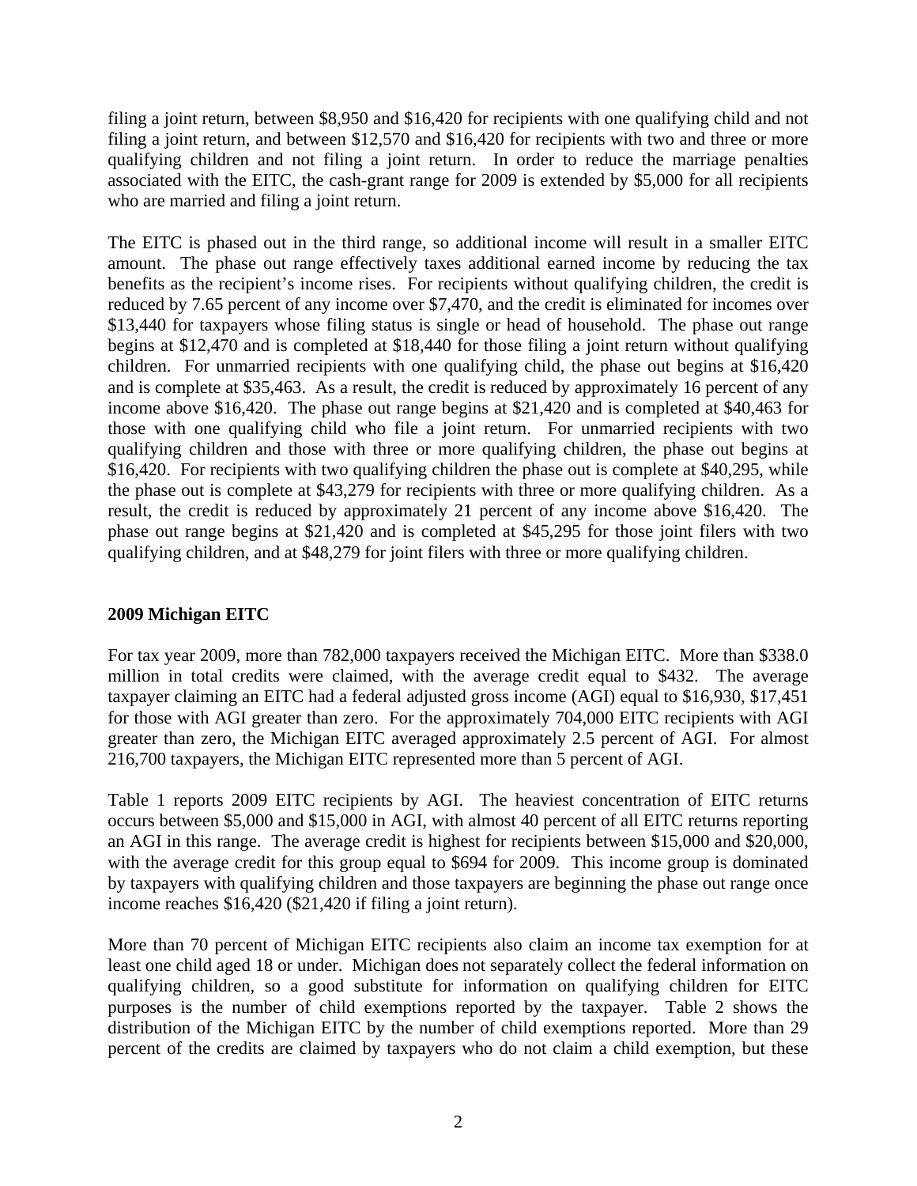filing a joint return, between $8,950 and $16,420 for recipients with one qualifying child and not filing a joint return, and between $12,570 and $16,420 for recipients with two and three or more qualifying children and not filing a joint return. In order to reduce the marriage penalties associated with the EITC, the cash-grant range for 2009 is extended by $5,000 for all recipients who are married and filing a joint return.

The EITC is phased out in the third range, so additional income will result in a smaller EITC amount. The phase out range effectively taxes additional earned income by reducing the tax benefits as the recipient's income rises. For recipients without qualifying children, the credit is reduced by 7.65 percent of any income over $7,470, and the credit is eliminated for incomes over $13,440 for taxpayers whose filing status is single or head of household. The phase out range begins at $12,470 and is completed at $18,440 for those filing a joint return without qualifying children. For unmarried recipients with one qualifying child, the phase out begins at $16,420 and is complete at $35,463. As a result, the credit is reduced by approximately 16 percent of any income above $16,420. The phase out range begins at $21,420 and is completed at $40,463 for those with one qualifying child who file a joint return. For unmarried recipients with two qualifying children and those with three or more qualifying children, the phase out begins at $16,420. For recipients with two qualifying children the phase out is complete at $40,295, while the phase out is complete at $43,279 for recipients with three or more qualifying children. As a result, the credit is reduced by approximately 21 percent of any income above $16,420. The phase out range begins at $21,420 and is completed at $45,295 for those joint filers with two qualifying children, and at $48,279 for joint filers with three or more qualifying children.

## 2009 Michigan EITC

For tax year 2009, more than 782,000 taxpayers received the Michigan EITC. More than $338.0 million in total credits were claimed, with the average credit equal to $432. The average taxpayer claiming an EITC had a federal adjusted gross income (AGI) equal to $16,930, $17,451 for those with AGI greater than zero. For the approximately 704,000 EITC recipients with AGI greater than zero, the Michigan EITC averaged approximately 2.5 percent of AGI. For almost 216,700 taxpayers, the Michigan EITC represented more than 5 percent of AGI.

Table 1 reports 2009 EITC recipients by AGI. The heaviest concentration of EITC returns occurs between $5,000 and $15,000 in AGI, with almost 40 percent of all EITC returns reporting an AGI in this range. The average credit is highest for recipients between $15,000 and $20,000, with the average credit for this group equal to $694 for 2009. This income group is dominated by taxpayers with qualifying children and those taxpayers are beginning the phase out range once income reaches $16,420 ($21,420 if filing a joint return).

More than 70 percent of Michigan EITC recipients also claim an income tax exemption for at least one child aged 18 or under. Michigan does not separately collect the federal information on qualifying children, so a good substitute for information on qualifying children for EITC purposes is the number of child exemptions reported by the taxpayer. Table 2 shows the distribution of the Michigan EITC by the number of child exemptions reported. More than 29 percent of the credits are claimed by taxpayers who do not claim a child exemption, but these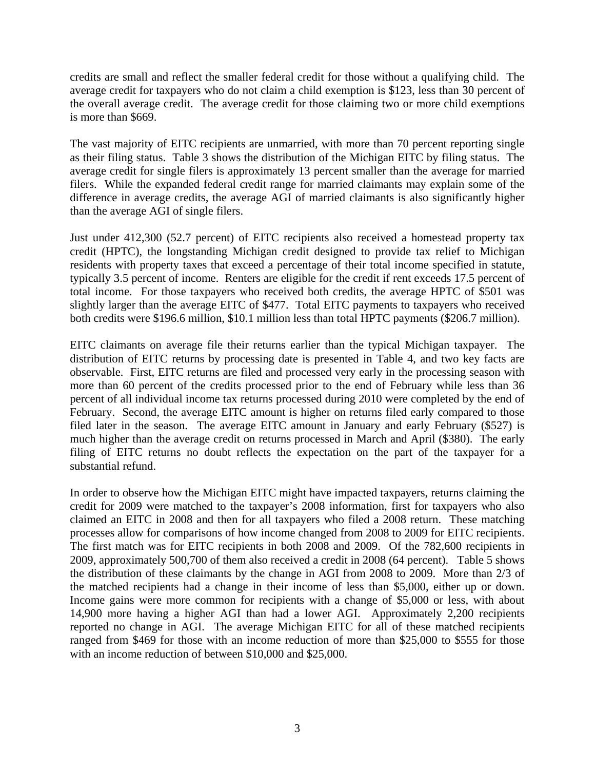credits are small and reflect the smaller federal credit for those without a qualifying child. The average credit for taxpayers who do not claim a child exemption is $123, less than 30 percent of the overall average credit. The average credit for those claiming two or more child exemptions is more than $669.

The vast majority of EITC recipients are unmarried, with more than 70 percent reporting single as their filing status. Table 3 shows the distribution of the Michigan EITC by filing status. The average credit for single filers is approximately 13 percent smaller than the average for married filers. While the expanded federal credit range for married claimants may explain some of the difference in average credits, the average AGI of married claimants is also significantly higher than the average AGI of single filers.

Just under 412,300 (52.7 percent) of EITC recipients also received a homestead property tax credit (HPTC), the longstanding Michigan credit designed to provide tax relief to Michigan residents with property taxes that exceed a percentage of their total income specified in statute, typically 3.5 percent of income. Renters are eligible for the credit if rent exceeds 17.5 percent of total income. For those taxpayers who received both credits, the average HPTC of $501 was slightly larger than the average EITC of $477. Total EITC payments to taxpayers who received both credits were $196.6 million, $10.1 million less than total HPTC payments ($206.7 million).

EITC claimants on average file their returns earlier than the typical Michigan taxpayer. The distribution of EITC returns by processing date is presented in Table 4, and two key facts are observable. First, EITC returns are filed and processed very early in the processing season with more than 60 percent of the credits processed prior to the end of February while less than 36 percent of all individual income tax returns processed during 2010 were completed by the end of February. Second, the average EITC amount is higher on returns filed early compared to those filed later in the season. The average EITC amount in January and early February ($527) is much higher than the average credit on returns processed in March and April ($380). The early filing of EITC returns no doubt reflects the expectation on the part of the taxpayer for a substantial refund.

In order to observe how the Michigan EITC might have impacted taxpayers, returns claiming the credit for 2009 were matched to the taxpayer's 2008 information, first for taxpayers who also claimed an EITC in 2008 and then for all taxpayers who filed a 2008 return. These matching processes allow for comparisons of how income changed from 2008 to 2009 for EITC recipients. The first match was for EITC recipients in both 2008 and 2009. Of the 782,600 recipients in 2009, approximately 500,700 of them also received a credit in 2008 (64 percent). Table 5 shows the distribution of these claimants by the change in AGI from 2008 to 2009. More than 2/3 of the matched recipients had a change in their income of less than $5,000, either up or down. Income gains were more common for recipients with a change of $5,000 or less, with about 14,900 more having a higher AGI than had a lower AGI. Approximately 2,200 recipients reported no change in AGI. The average Michigan EITC for all of these matched recipients ranged from $469 for those with an income reduction of more than $25,000 to $555 for those with an income reduction of between $10,000 and $25,000.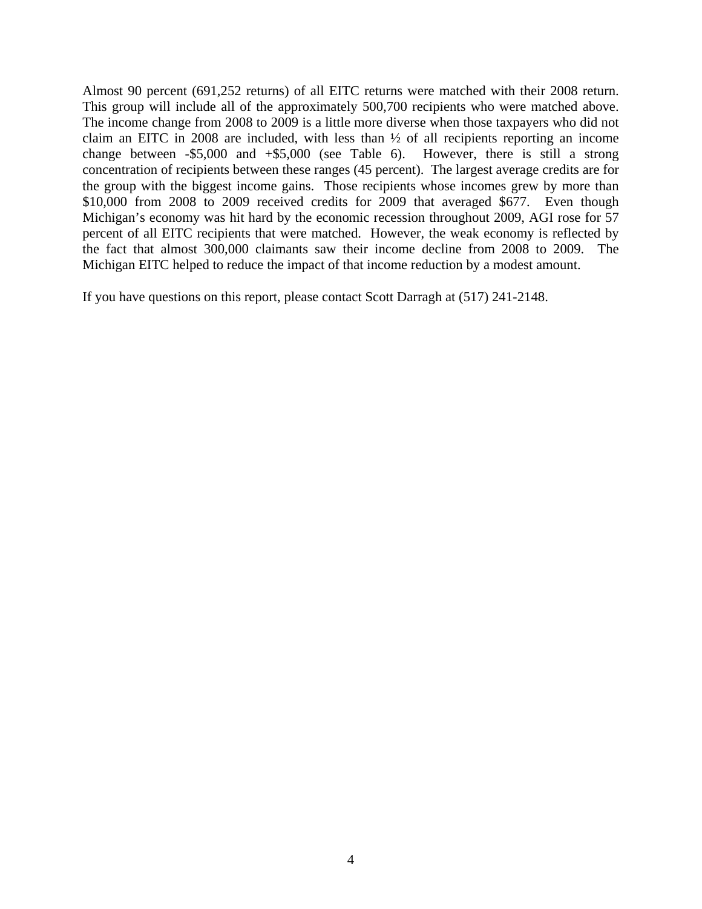Almost 90 percent (691,252 returns) of all EITC returns were matched with their 2008 return. This group will include all of the approximately 500,700 recipients who were matched above. The income change from 2008 to 2009 is a little more diverse when those taxpayers who did not claim an EITC in 2008 are included, with less than ½ of all recipients reporting an income change between -$5,000 and +$5,000 (see Table 6). However, there is still a strong concentration of recipients between these ranges (45 percent). The largest average credits are for the group with the biggest income gains. Those recipients whose incomes grew by more than $10,000 from 2008 to 2009 received credits for 2009 that averaged $677. Even though Michigan's economy was hit hard by the economic recession throughout 2009, AGI rose for 57 percent of all EITC recipients that were matched. However, the weak economy is reflected by the fact that almost 300,000 claimants saw their income decline from 2008 to 2009. The Michigan EITC helped to reduce the impact of that income reduction by a modest amount.

If you have questions on this report, please contact Scott Darragh at (517) 241-2148.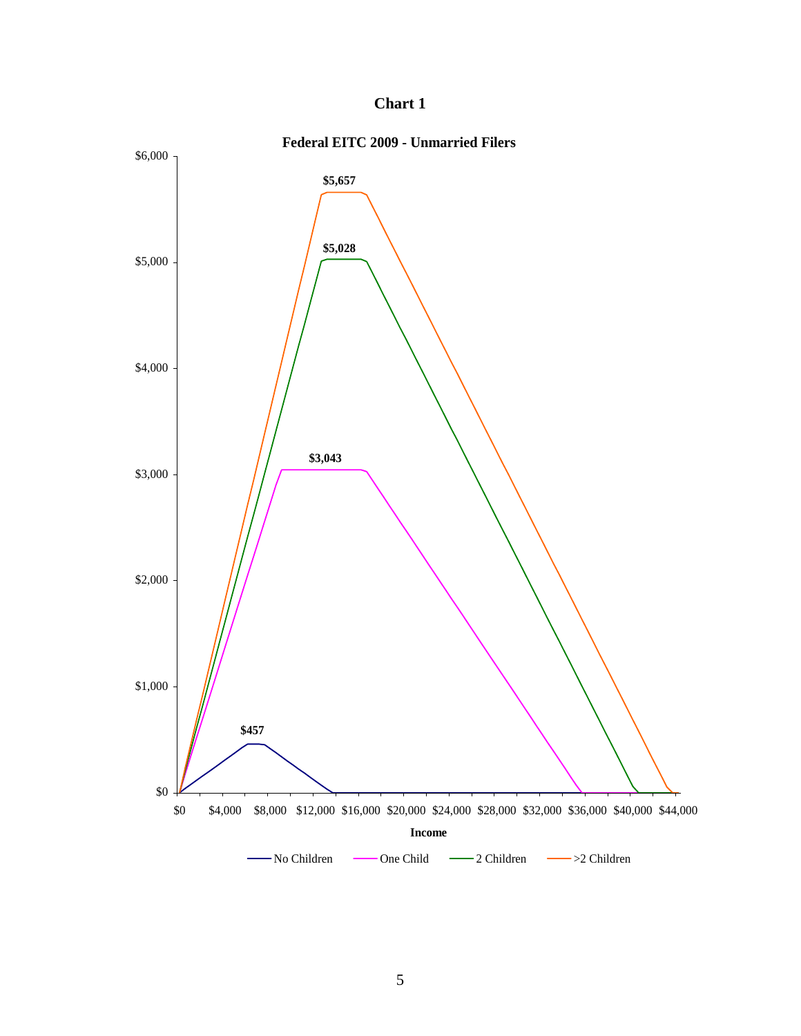**Chart 1**

**Federal EITC 2009 - Unmarried Filers**

$6,000
$5,000
$4,000
$3,000
$2,000
$1,000
$0

**$5,657**
**$5,028**
**$3,043**
**$457**

$0 $4,000 $8,000 $12,000 $16,000 $20,000 $24,000 $28,000 $32,000 $36,000 $40,000 $44,000

**Income**

No Children
One Child
2 Children
>2 Children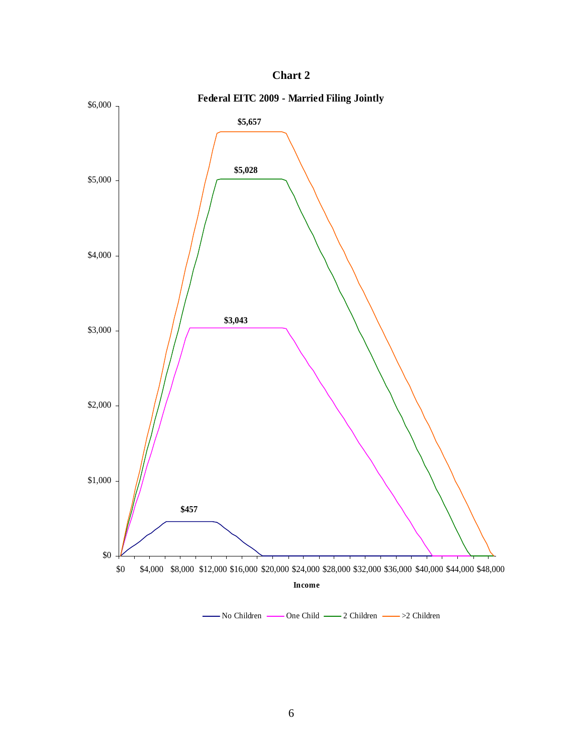**Chart 2**

**Federal EITC 2009 - Married Filing Jointly**

$5,657

$5,028

$3,043

$457

$6,000
$5,000
$4,000
$3,000
$2,000
$1,000
$0

$0 $4,000 $8,000 $12,000 $16,000 $20,000 $24,000 $28,000 $32,000 $36,000 $40,000 $44,000 $48,000

**Income**

No Children — One Child — 2 Children — >2 Children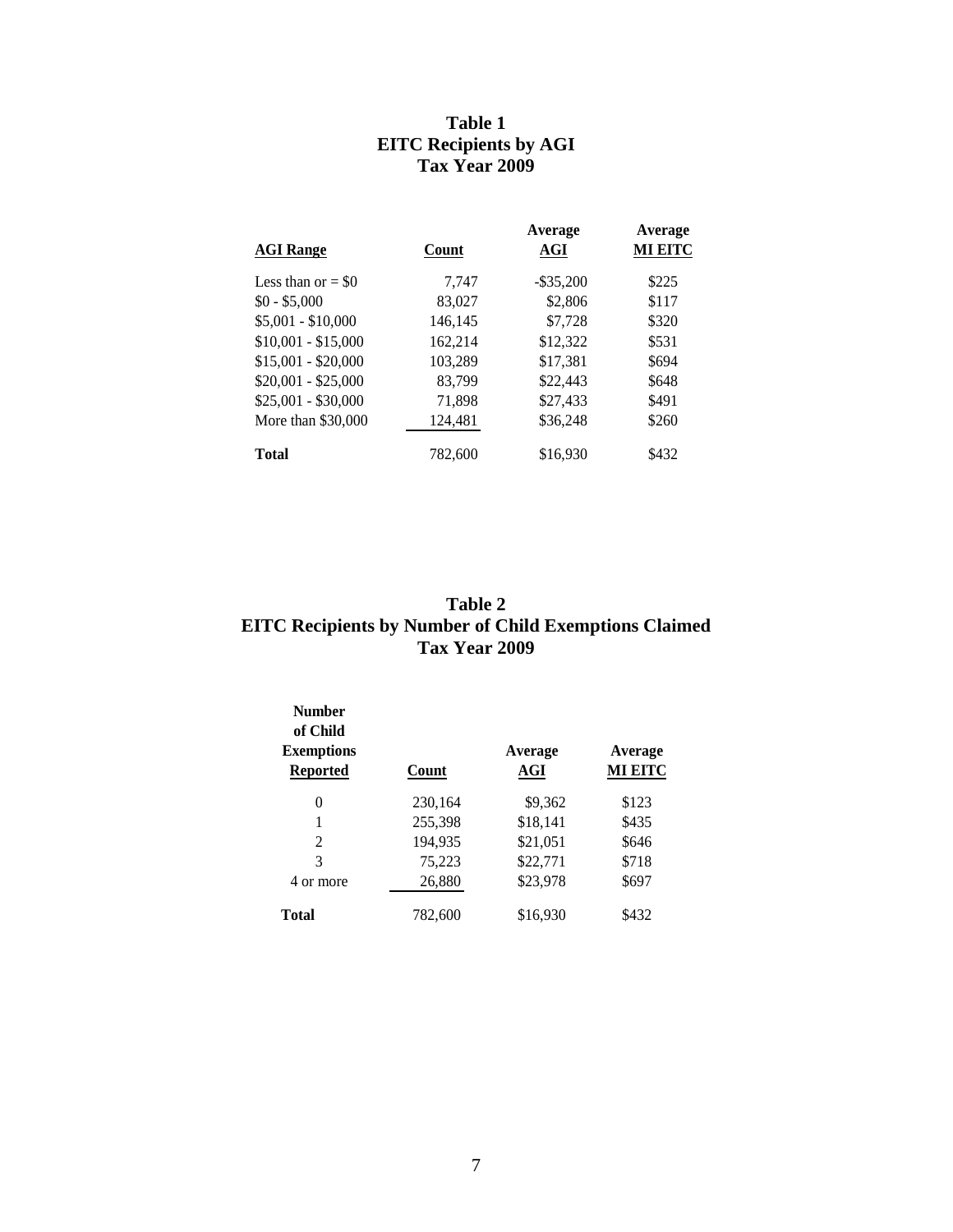## Table 1
## EITC Recipients by AGI
## Tax Year 2009

| AGI Range | Count | Average AGI | Average MI EITC |
|---|---|---|---|
| Less than or = $0 | 7,747 | -$35,200 | $225 |
| $0 - $5,000 | 83,027 | $2,806 | $117 |
| $5,001 - $10,000 | 146,145 | $7,728 | $320 |
| $10,001 - $15,000 | 162,214 | $12,322 | $531 |
| $15,001 - $20,000 | 103,289 | $17,381 | $694 |
| $20,001 - $25,000 | 83,799 | $22,443 | $648 |
| $25,001 - $30,000 | 71,898 | $27,433 | $491 |
| More than $30,000 | 124,481 | $36,248 | $260 |
| **Total** | 782,600 | $16,930 | $432 |

## Table 2
## EITC Recipients by Number of Child Exemptions Claimed
## Tax Year 2009

| Number of Child Exemptions Reported | Count | Average AGI | Average MI EITC |
|---|---|---|---|
| 0 | 230,164 | $9,362 | $123 |
| 1 | 255,398 | $18,141 | $435 |
| 2 | 194,935 | $21,051 | $646 |
| 3 | 75,223 | $22,771 | $718 |
| 4 or more | 26,880 | $23,978 | $697 |
| **Total** | 782,600 | $16,930 | $432 |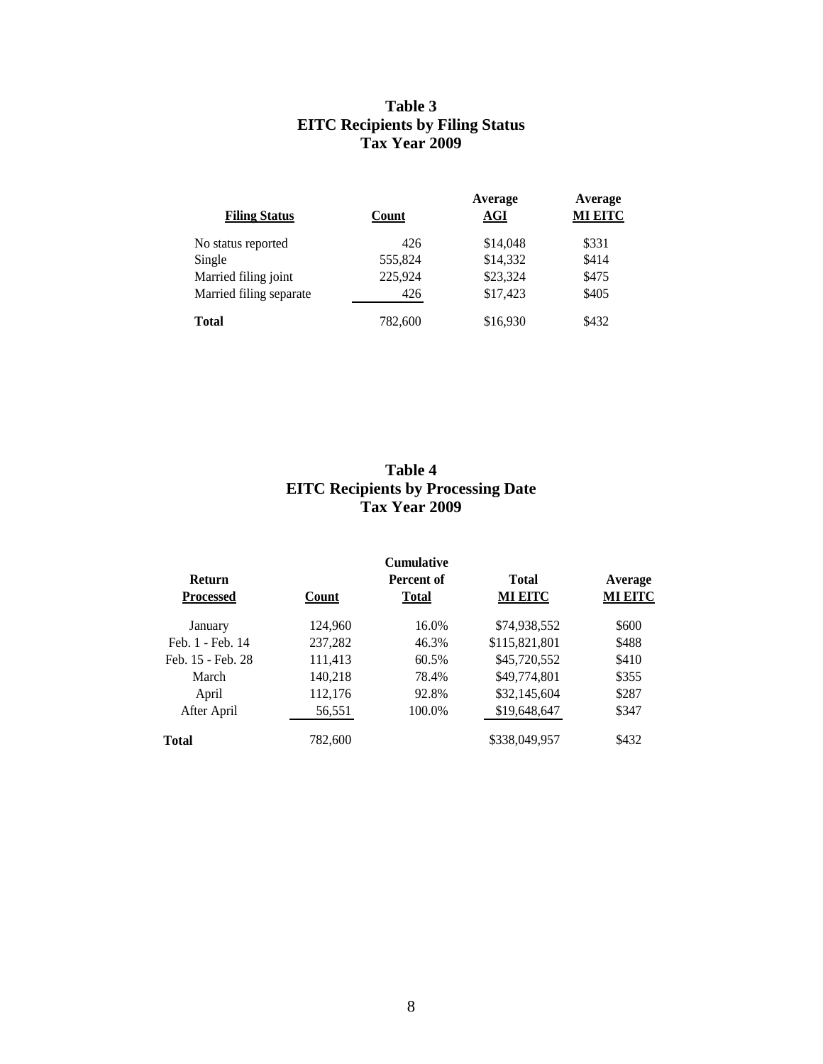## Table 3
## EITC Recipients by Filing Status
## Tax Year 2009

| Filing Status | Count | Average AGI | Average MI EITC |
|---|---|---|---|
| No status reported | 426 | \$14,048 | \$331 |
| Single | 555,824 | \$14,332 | \$414 |
| Married filing joint | 225,924 | \$23,324 | \$475 |
| Married filing separate | 426 | \$17,423 | \$405 |
| **Total** | 782,600 | \$16,930 | \$432 |

## Table 4
## EITC Recipients by Processing Date
## Tax Year 2009

| Return Processed | Count | Cumulative Percent of Total | Total MI EITC | Average MI EITC |
|---|---|---|---|---|
| January | 124,960 | 16.0% | \$74,938,552 | \$600 |
| Feb. 1 - Feb. 14 | 237,282 | 46.3% | \$115,821,801 | \$488 |
| Feb. 15 - Feb. 28 | 111,413 | 60.5% | \$45,720,552 | \$410 |
| March | 140,218 | 78.4% | \$49,774,801 | \$355 |
| April | 112,176 | 92.8% | \$32,145,604 | \$287 |
| After April | 56,551 | 100.0% | \$19,648,647 | \$347 |
| **Total** | 782,600 | | \$338,049,957 | \$432 |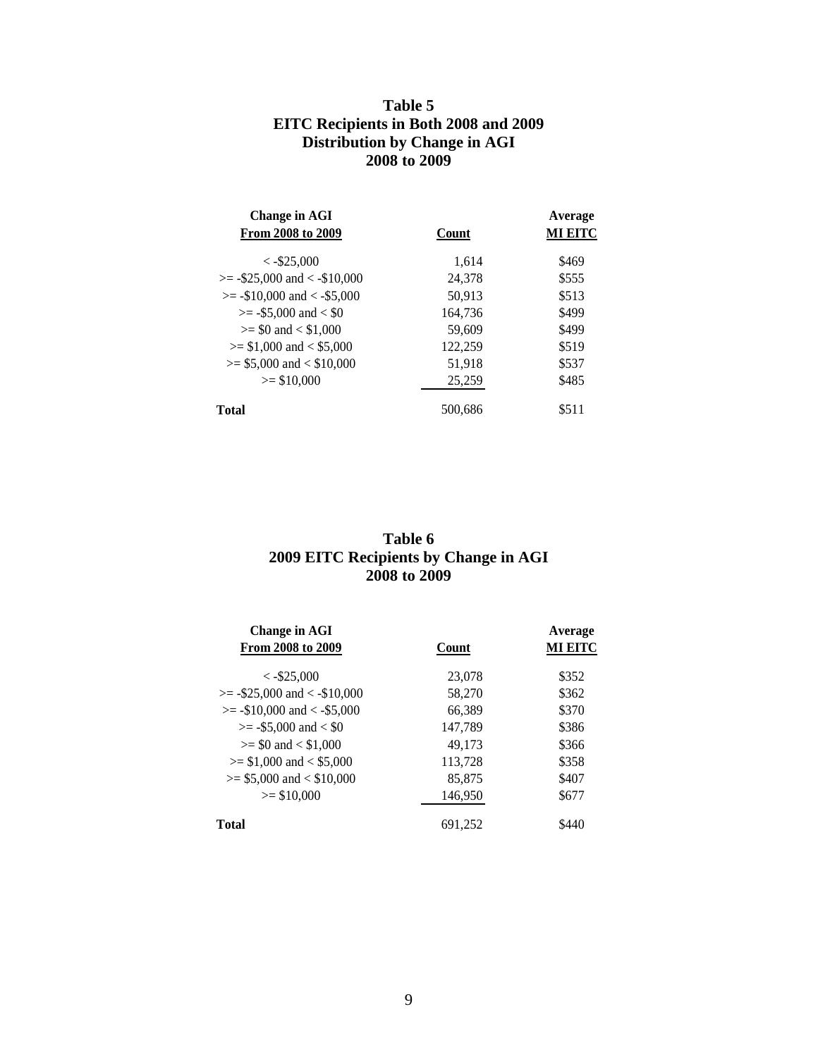## Table 5
## EITC Recipients in Both 2008 and 2009
## Distribution by Change in AGI
## 2008 to 2009

| Change in AGI From 2008 to 2009 | Count | Average MI EITC |
|---|---|---|
| < -$25,000 | 1,614 | $469 |
| >= -$25,000 and < -$10,000 | 24,378 | $555 |
| >= -$10,000 and < -$5,000 | 50,913 | $513 |
| >= -$5,000 and < $0 | 164,736 | $499 |
| >= $0 and < $1,000 | 59,609 | $499 |
| >= $1,000 and < $5,000 | 122,259 | $519 |
| >= $5,000 and < $10,000 | 51,918 | $537 |
| >= $10,000 | 25,259 | $485 |
| **Total** | 500,686 | $511 |

## Table 6
## 2009 EITC Recipients by Change in AGI
## 2008 to 2009

| Change in AGI From 2008 to 2009 | Count | Average MI EITC |
|---|---|---|
| < -$25,000 | 23,078 | $352 |
| >= -$25,000 and < -$10,000 | 58,270 | $362 |
| >= -$10,000 and < -$5,000 | 66,389 | $370 |
| >= -$5,000 and < $0 | 147,789 | $386 |
| >= $0 and < $1,000 | 49,173 | $366 |
| >= $1,000 and < $5,000 | 113,728 | $358 |
| >= $5,000 and < $10,000 | 85,875 | $407 |
| >= $10,000 | 146,950 | $677 |
| **Total** | 691,252 | $440 |